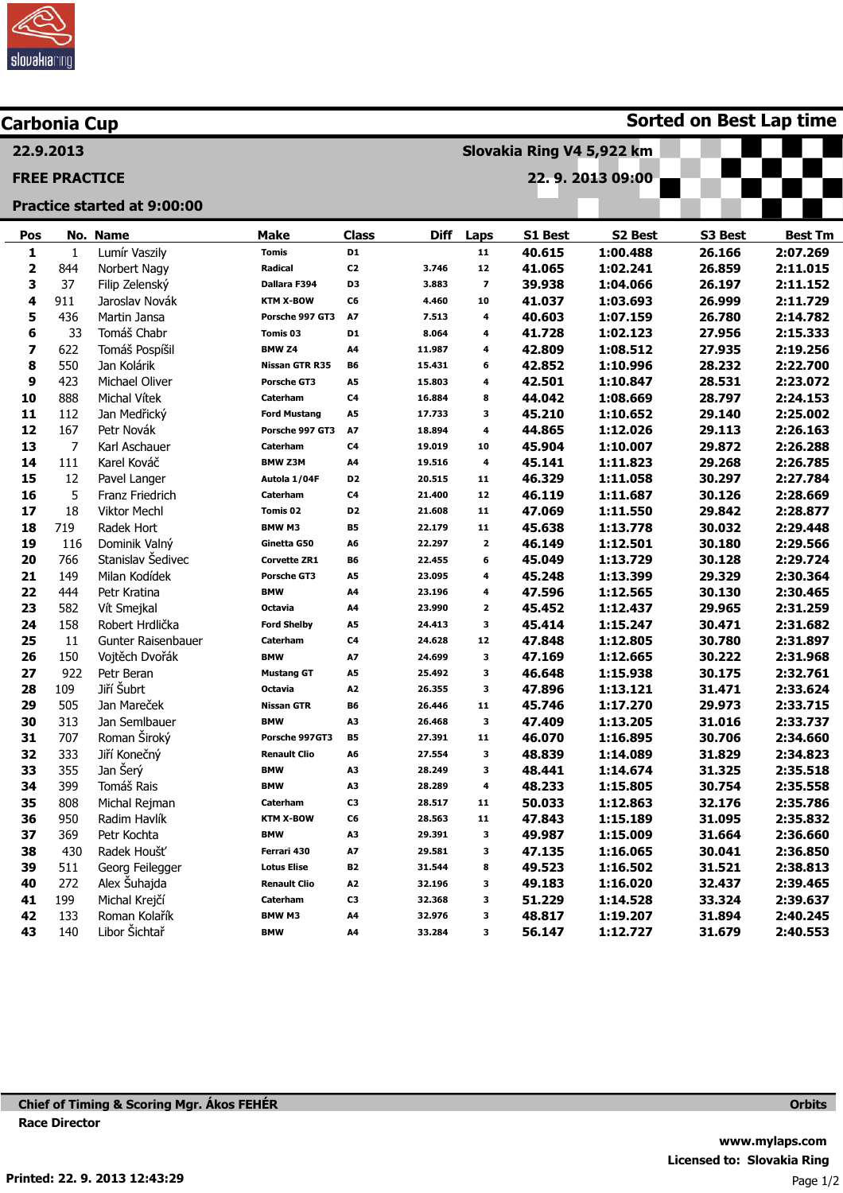# Carbonia Cup

**Sorted on Best Lap time**

**22.9.2013**

**Slovakia Ring V4 5,922 km**

**FREE PRACTICE**

**22. 9. 2013 09:00**

**Practice started at 9:00:00**

| Pos | No. | Name | Make | Class | Diff | Laps | S1 Best | S2 Best | S3 Best | Best Tm |
|---|---|---|---|---|---|---|---|---|---|---|
| 1 | 1 | Lumír Vaszily | Tomis | D1 | | 11 | 40.615 | 1:00.488 | 26.166 | 2:07.269 |
| 2 | 844 | Norbert Nagy | Radical | C2 | 3.746 | 12 | 41.065 | 1:02.241 | 26.859 | 2:11.015 |
| 3 | 37 | Filip Zelenský | Dallara F394 | D3 | 3.883 | 7 | 39.938 | 1:04.066 | 26.197 | 2:11.152 |
| 4 | 911 | Jaroslav Novák | KTM X-BOW | C6 | 4.460 | 10 | 41.037 | 1:03.693 | 26.999 | 2:11.729 |
| 5 | 436 | Martin Jansa | Porsche 997 GT3 | A7 | 7.513 | 4 | 40.603 | 1:07.159 | 26.780 | 2:14.782 |
| 6 | 33 | Tomáš Chabr | Tomis 03 | D1 | 8.064 | 4 | 41.728 | 1:02.123 | 27.956 | 2:15.333 |
| 7 | 622 | Tomáš Pospíšil | BMW Z4 | A4 | 11.987 | 4 | 42.809 | 1:08.512 | 27.935 | 2:19.256 |
| 8 | 550 | Jan Kolárik | Nissan GTR R35 | B6 | 15.431 | 6 | 42.852 | 1:10.996 | 28.232 | 2:22.700 |
| 9 | 423 | Michael Oliver | Porsche GT3 | A5 | 15.803 | 4 | 42.501 | 1:10.847 | 28.531 | 2:23.072 |
| 10 | 888 | Michal Vítek | Caterham | C4 | 16.884 | 8 | 44.042 | 1:08.669 | 28.797 | 2:24.153 |
| 11 | 112 | Jan Medřický | Ford Mustang | A5 | 17.733 | 3 | 45.210 | 1:10.652 | 29.140 | 2:25.002 |
| 12 | 167 | Petr Novák | Porsche 997 GT3 | A7 | 18.894 | 4 | 44.865 | 1:12.026 | 29.113 | 2:26.163 |
| 13 | 7 | Karl Aschauer | Caterham | C4 | 19.019 | 10 | 45.904 | 1:10.007 | 29.872 | 2:26.288 |
| 14 | 111 | Karel Kováč | BMW Z3M | A4 | 19.516 | 4 | 45.141 | 1:11.823 | 29.268 | 2:26.785 |
| 15 | 12 | Pavel Langer | Autola 1/04F | D2 | 20.515 | 11 | 46.329 | 1:11.058 | 30.297 | 2:27.784 |
| 16 | 5 | Franz Friedrich | Caterham | C4 | 21.400 | 12 | 46.119 | 1:11.687 | 30.126 | 2:28.669 |
| 17 | 18 | Viktor Mechl | Tomis 02 | D2 | 21.608 | 11 | 47.069 | 1:11.550 | 29.842 | 2:28.877 |
| 18 | 719 | Radek Hort | BMW M3 | B5 | 22.179 | 11 | 45.638 | 1:13.778 | 30.032 | 2:29.448 |
| 19 | 116 | Dominik Valný | Ginetta G50 | A6 | 22.297 | 2 | 46.149 | 1:12.501 | 30.180 | 2:29.566 |
| 20 | 766 | Stanislav Šedivec | Corvette ZR1 | B6 | 22.455 | 6 | 45.049 | 1:13.729 | 30.128 | 2:29.724 |
| 21 | 149 | Milan Kodídek | Porsche GT3 | A5 | 23.095 | 4 | 45.248 | 1:13.399 | 29.329 | 2:30.364 |
| 22 | 444 | Petr Kratina | BMW | A4 | 23.196 | 4 | 47.596 | 1:12.565 | 30.130 | 2:30.465 |
| 23 | 582 | Vít Smejkal | Octavia | A4 | 23.990 | 2 | 45.452 | 1:12.437 | 29.965 | 2:31.259 |
| 24 | 158 | Robert Hrdlička | Ford Shelby | A5 | 24.413 | 3 | 45.414 | 1:15.247 | 30.471 | 2:31.682 |
| 25 | 11 | Gunter Raisenbauer | Caterham | C4 | 24.628 | 12 | 47.848 | 1:12.805 | 30.780 | 2:31.897 |
| 26 | 150 | Vojtěch Dvořák | BMW | A7 | 24.699 | 3 | 47.169 | 1:12.665 | 30.222 | 2:31.968 |
| 27 | 922 | Petr Beran | Mustang GT | A5 | 25.492 | 3 | 46.648 | 1:15.938 | 30.175 | 2:32.761 |
| 28 | 109 | Jiří Šubrt | Octavia | A2 | 26.355 | 3 | 47.896 | 1:13.121 | 31.471 | 2:33.624 |
| 29 | 505 | Jan Mareček | Nissan GTR | B6 | 26.446 | 11 | 45.746 | 1:17.270 | 29.973 | 2:33.715 |
| 30 | 313 | Jan Semlbauer | BMW | A3 | 26.468 | 3 | 47.409 | 1:13.205 | 31.016 | 2:33.737 |
| 31 | 707 | Roman Široký | Porsche 997GT3 | B5 | 27.391 | 11 | 46.070 | 1:16.895 | 30.706 | 2:34.660 |
| 32 | 333 | Jiří Konečný | Renault Clio | A6 | 27.554 | 3 | 48.839 | 1:14.089 | 31.829 | 2:34.823 |
| 33 | 355 | Jan Šerý | BMW | A3 | 28.249 | 3 | 48.441 | 1:14.674 | 31.325 | 2:35.518 |
| 34 | 399 | Tomáš Rais | BMW | A3 | 28.289 | 4 | 48.233 | 1:15.805 | 30.754 | 2:35.558 |
| 35 | 808 | Michal Rejman | Caterham | C3 | 28.517 | 11 | 50.033 | 1:12.863 | 32.176 | 2:35.786 |
| 36 | 950 | Radim Havlík | KTM X-BOW | C6 | 28.563 | 11 | 47.843 | 1:15.189 | 31.095 | 2:35.832 |
| 37 | 369 | Petr Kochta | BMW | A3 | 29.391 | 3 | 49.987 | 1:15.009 | 31.664 | 2:36.660 |
| 38 | 430 | Radek Houšť | Ferrari 430 | A7 | 29.581 | 3 | 47.135 | 1:16.065 | 30.041 | 2:36.850 |
| 39 | 511 | Georg Feilegger | Lotus Elise | B2 | 31.544 | 8 | 49.523 | 1:16.502 | 31.521 | 2:38.813 |
| 40 | 272 | Alex Šuhajda | Renault Clio | A2 | 32.196 | 3 | 49.183 | 1:16.020 | 32.437 | 2:39.465 |
| 41 | 199 | Michal Krejčí | Caterham | C3 | 32.368 | 3 | 51.229 | 1:14.528 | 33.324 | 2:39.637 |
| 42 | 133 | Roman Kolařík | BMW M3 | A4 | 32.976 | 3 | 48.817 | 1:19.207 | 31.894 | 2:40.245 |
| 43 | 140 | Libor Šichtař | BMW | A4 | 33.284 | 3 | 56.147 | 1:12.727 | 31.679 | 2:40.553 |

**Chief of Timing & Scoring Mgr. Ákos FEHÉR**

**Race Director**

**Orbits**

**www.mylaps.com**

**Licensed to: Slovakia Ring**

**Printed: 22. 9. 2013 12:43:29**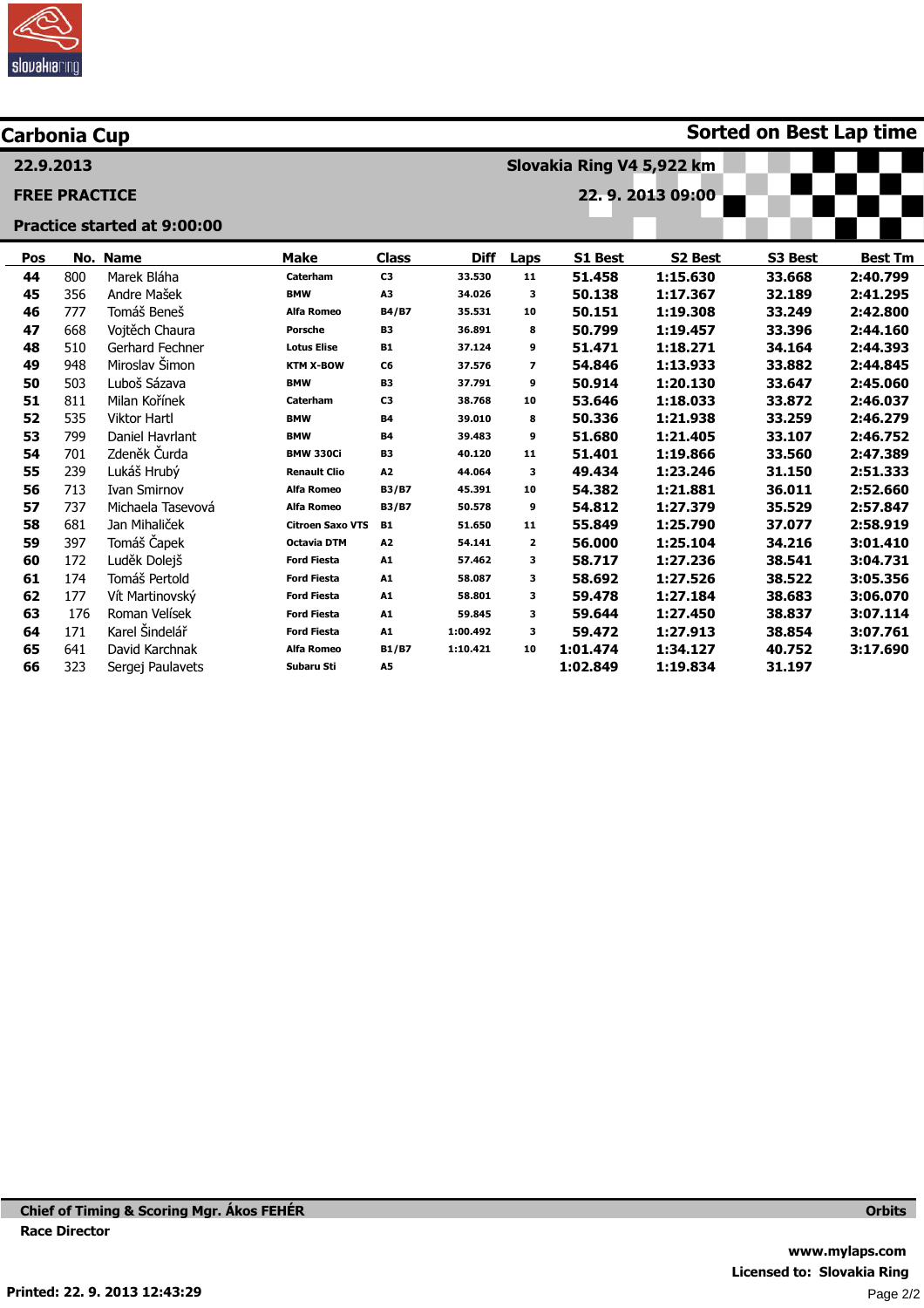## Carbonia Cup

**Sorted on Best Lap time**

**22.9.2013** — **Slovakia Ring V4 5,922 km**

**FREE PRACTICE** — **22. 9. 2013 09:00**

**Practice started at 9:00:00**

| Pos | No. | Name | Make | Class | Diff | Laps | S1 Best | S2 Best | S3 Best | Best Tm |
|---|---|---|---|---|---|---|---|---|---|---|
| 44 | 800 | Marek Bláha | Caterham | C3 | 33.530 | 11 | 51.458 | 1:15.630 | 33.668 | 2:40.799 |
| 45 | 356 | Andre Mašek | BMW | A3 | 34.026 | 3 | 50.138 | 1:17.367 | 32.189 | 2:41.295 |
| 46 | 777 | Tomáš Beneš | Alfa Romeo | B4/B7 | 35.531 | 10 | 50.151 | 1:19.308 | 33.249 | 2:42.800 |
| 47 | 668 | Vojtěch Chaura | Porsche | B3 | 36.891 | 8 | 50.799 | 1:19.457 | 33.396 | 2:44.160 |
| 48 | 510 | Gerhard Fechner | Lotus Elise | B1 | 37.124 | 9 | 51.471 | 1:18.271 | 34.164 | 2:44.393 |
| 49 | 948 | Miroslav Šimon | KTM X-BOW | C6 | 37.576 | 7 | 54.846 | 1:13.933 | 33.882 | 2:44.845 |
| 50 | 503 | Luboš Sázava | BMW | B3 | 37.791 | 9 | 50.914 | 1:20.130 | 33.647 | 2:45.060 |
| 51 | 811 | Milan Kořínek | Caterham | C3 | 38.768 | 10 | 53.646 | 1:18.033 | 33.872 | 2:46.037 |
| 52 | 535 | Viktor Hartl | BMW | B4 | 39.010 | 8 | 50.336 | 1:21.938 | 33.259 | 2:46.279 |
| 53 | 799 | Daniel Havrlant | BMW | B4 | 39.483 | 9 | 51.680 | 1:21.405 | 33.107 | 2:46.752 |
| 54 | 701 | Zdeněk Čurda | BMW 330Ci | B3 | 40.120 | 11 | 51.401 | 1:19.866 | 33.560 | 2:47.389 |
| 55 | 239 | Lukáš Hrubý | Renault Clio | A2 | 44.064 | 3 | 49.434 | 1:23.246 | 31.150 | 2:51.333 |
| 56 | 713 | Ivan Smirnov | Alfa Romeo | B3/B7 | 45.391 | 10 | 54.382 | 1:21.881 | 36.011 | 2:52.660 |
| 57 | 737 | Michaela Tasevová | Alfa Romeo | B3/B7 | 50.578 | 9 | 54.812 | 1:27.379 | 35.529 | 2:57.847 |
| 58 | 681 | Jan Mihaliček | Citroen Saxo VTS | B1 | 51.650 | 11 | 55.849 | 1:25.790 | 37.077 | 2:58.919 |
| 59 | 397 | Tomáš Čapek | Octavia DTM | A2 | 54.141 | 2 | 56.000 | 1:25.104 | 34.216 | 3:01.410 |
| 60 | 172 | Luděk Dolejš | Ford Fiesta | A1 | 57.462 | 3 | 58.717 | 1:27.236 | 38.541 | 3:04.731 |
| 61 | 174 | Tomáš Pertold | Ford Fiesta | A1 | 58.087 | 3 | 58.692 | 1:27.526 | 38.522 | 3:05.356 |
| 62 | 177 | Vít Martinovský | Ford Fiesta | A1 | 58.801 | 3 | 59.478 | 1:27.184 | 38.683 | 3:06.070 |
| 63 | 176 | Roman Velísek | Ford Fiesta | A1 | 59.845 | 3 | 59.644 | 1:27.450 | 38.837 | 3:07.114 |
| 64 | 171 | Karel Šindelář | Ford Fiesta | A1 | 1:00.492 | 3 | 59.472 | 1:27.913 | 38.854 | 3:07.761 |
| 65 | 641 | David Karchnak | Alfa Romeo | B1/B7 | 1:10.421 | 10 | 1:01.474 | 1:34.127 | 40.752 | 3:17.690 |
| 66 | 323 | Sergej Paulavets | Subaru Sti | A5 | | | 1:02.849 | 1:19.834 | 31.197 | |

**Chief of Timing & Scoring Mgr. Ákos FEHÉR** — **Orbits**

**Race Director**

**www.mylaps.com**

**Licensed to: Slovakia Ring**

**Printed: 22. 9. 2013 12:43:29**